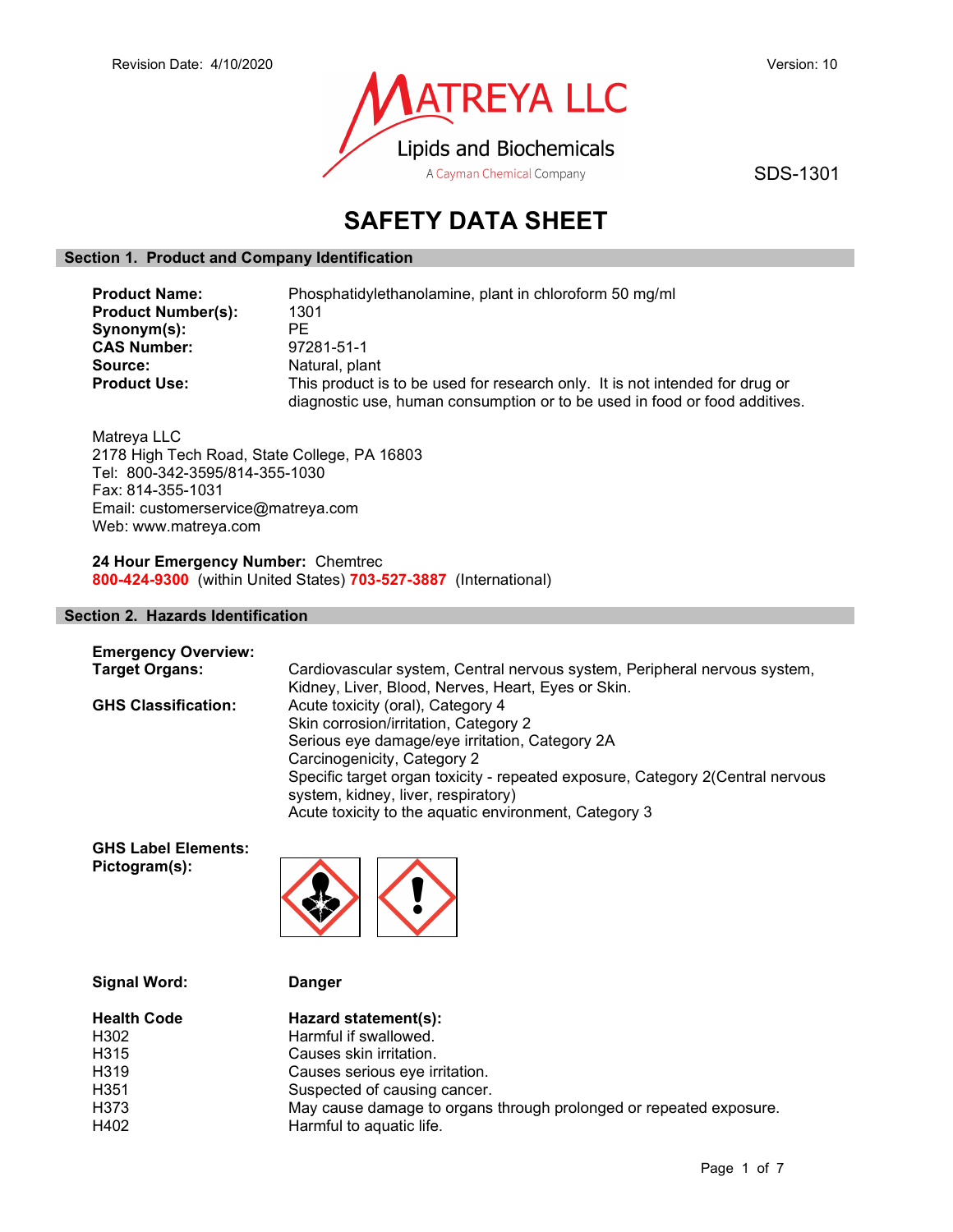Revision Date: 4/10/2020

Version: 10

MATREYA LLC
Lipids and Biochemicals
A Cayman Chemical Company

SDS-1301

# SAFETY DATA SHEET

## Section 1. Product and Company Identification

**Product Name:** Phosphatidylethanolamine, plant in chloroform 50 mg/ml
**Product Number(s):** 1301
**Synonym(s):** PE
**CAS Number:** 97281-51-1
**Source:** Natural, plant
**Product Use:** This product is to be used for research only. It is not intended for drug or diagnostic use, human consumption or to be used in food or food additives.

Matreya LLC
2178 High Tech Road, State College, PA 16803
Tel: 800-342-3595/814-355-1030
Fax: 814-355-1031
Email: customerservice@matreya.com
Web: www.matreya.com

**24 Hour Emergency Number:** Chemtrec
**800-424-9300** (within United States) **703-527-3887** (International)

## Section 2. Hazards Identification

**Emergency Overview:**

**Target Organs:** Cardiovascular system, Central nervous system, Peripheral nervous system, Kidney, Liver, Blood, Nerves, Heart, Eyes or Skin.

**GHS Classification:**
Acute toxicity (oral), Category 4
Skin corrosion/irritation, Category 2
Serious eye damage/eye irritation, Category 2A
Carcinogenicity, Category 2
Specific target organ toxicity - repeated exposure, Category 2(Central nervous system, kidney, liver, respiratory)
Acute toxicity to the aquatic environment, Category 3

**GHS Label Elements:**
**Pictogram(s):**

**Signal Word:** **Danger**

| Health Code | Hazard statement(s): |
| --- | --- |
| H302 | Harmful if swallowed. |
| H315 | Causes skin irritation. |
| H319 | Causes serious eye irritation. |
| H351 | Suspected of causing cancer. |
| H373 | May cause damage to organs through prolonged or repeated exposure. |
| H402 | Harmful to aquatic life. |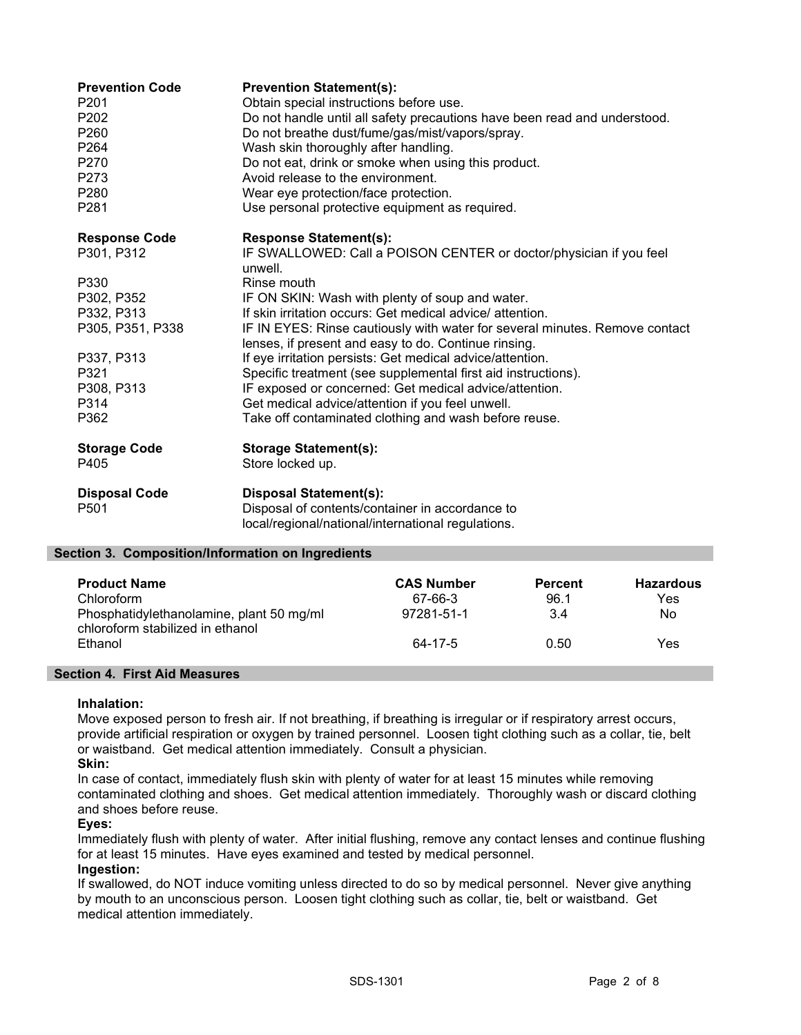| Prevention Code | Prevention Statement(s): |
|---|---|
| P201 | Obtain special instructions before use. |
| P202 | Do not handle until all safety precautions have been read and understood. |
| P260 | Do not breathe dust/fume/gas/mist/vapors/spray. |
| P264 | Wash skin thoroughly after handling. |
| P270 | Do not eat, drink or smoke when using this product. |
| P273 | Avoid release to the environment. |
| P280 | Wear eye protection/face protection. |
| P281 | Use personal protective equipment as required. |

| Response Code | Response Statement(s): |
|---|---|
| P301, P312 | IF SWALLOWED: Call a POISON CENTER or doctor/physician if you feel unwell. |
| P330 | Rinse mouth |
| P302, P352 | IF ON SKIN: Wash with plenty of soup and water. |
| P332, P313 | If skin irritation occurs: Get medical advice/ attention. |
| P305, P351, P338 | IF IN EYES: Rinse cautiously with water for several minutes. Remove contact lenses, if present and easy to do. Continue rinsing. |
| P337, P313 | If eye irritation persists: Get medical advice/attention. |
| P321 | Specific treatment (see supplemental first aid instructions). |
| P308, P313 | IF exposed or concerned: Get medical advice/attention. |
| P314 | Get medical advice/attention if you feel unwell. |
| P362 | Take off contaminated clothing and wash before reuse. |

| Storage Code | Storage Statement(s): |
|---|---|
| P405 | Store locked up. |

| Disposal Code | Disposal Statement(s): |
|---|---|
| P501 | Disposal of contents/container in accordance to local/regional/national/international regulations. |

## Section 3. Composition/Information on Ingredients

| Product Name | CAS Number | Percent | Hazardous |
|---|---|---|---|
| Chloroform | 67-66-3 | 96.1 | Yes |
| Phosphatidylethanolamine, plant 50 mg/ml chloroform stabilized in ethanol | 97281-51-1 | 3.4 | No |
| Ethanol | 64-17-5 | 0.50 | Yes |

## Section 4. First Aid Measures

**Inhalation:**
Move exposed person to fresh air. If not breathing, if breathing is irregular or if respiratory arrest occurs, provide artificial respiration or oxygen by trained personnel. Loosen tight clothing such as a collar, tie, belt or waistband. Get medical attention immediately. Consult a physician.

**Skin:**
In case of contact, immediately flush skin with plenty of water for at least 15 minutes while removing contaminated clothing and shoes. Get medical attention immediately. Thoroughly wash or discard clothing and shoes before reuse.

**Eyes:**
Immediately flush with plenty of water. After initial flushing, remove any contact lenses and continue flushing for at least 15 minutes. Have eyes examined and tested by medical personnel.

**Ingestion:**
If swallowed, do NOT induce vomiting unless directed to do so by medical personnel. Never give anything by mouth to an unconscious person. Loosen tight clothing such as collar, tie, belt or waistband. Get medical attention immediately.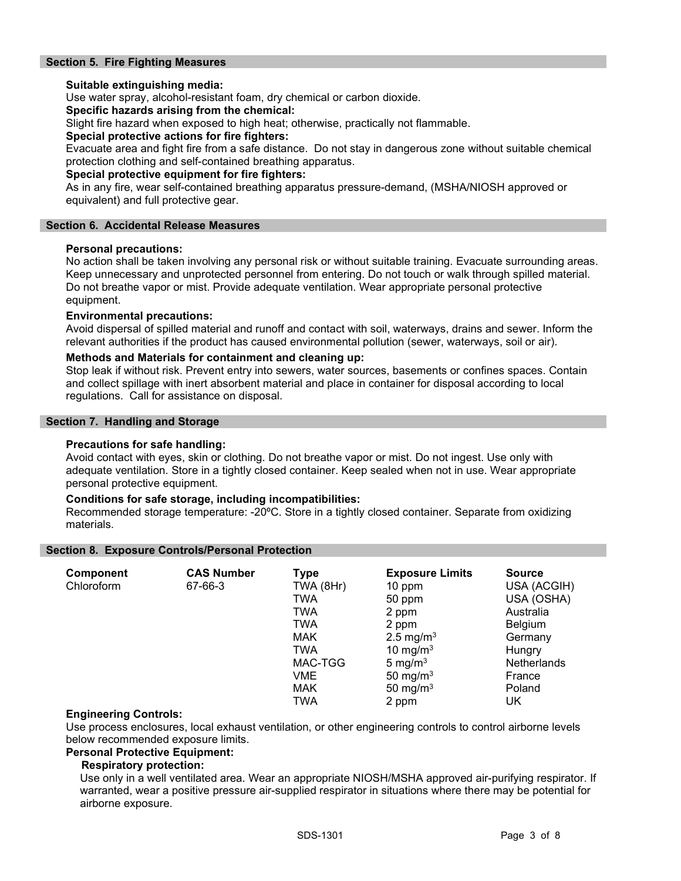## Section 5. Fire Fighting Measures

**Suitable extinguishing media:**
Use water spray, alcohol-resistant foam, dry chemical or carbon dioxide.

**Specific hazards arising from the chemical:**
Slight fire hazard when exposed to high heat; otherwise, practically not flammable.

**Special protective actions for fire fighters:**
Evacuate area and fight fire from a safe distance. Do not stay in dangerous zone without suitable chemical protection clothing and self-contained breathing apparatus.

**Special protective equipment for fire fighters:**
As in any fire, wear self-contained breathing apparatus pressure-demand, (MSHA/NIOSH approved or equivalent) and full protective gear.

## Section 6. Accidental Release Measures

**Personal precautions:**
No action shall be taken involving any personal risk or without suitable training. Evacuate surrounding areas. Keep unnecessary and unprotected personnel from entering. Do not touch or walk through spilled material. Do not breathe vapor or mist. Provide adequate ventilation. Wear appropriate personal protective equipment.

**Environmental precautions:**
Avoid dispersal of spilled material and runoff and contact with soil, waterways, drains and sewer. Inform the relevant authorities if the product has caused environmental pollution (sewer, waterways, soil or air).

**Methods and Materials for containment and cleaning up:**
Stop leak if without risk. Prevent entry into sewers, water sources, basements or confines spaces. Contain and collect spillage with inert absorbent material and place in container for disposal according to local regulations. Call for assistance on disposal.

## Section 7. Handling and Storage

**Precautions for safe handling:**
Avoid contact with eyes, skin or clothing. Do not breathe vapor or mist. Do not ingest. Use only with adequate ventilation. Store in a tightly closed container. Keep sealed when not in use. Wear appropriate personal protective equipment.

**Conditions for safe storage, including incompatibilities:**
Recommended storage temperature: -20ºC. Store in a tightly closed container. Separate from oxidizing materials.

## Section 8. Exposure Controls/Personal Protection

| Component | CAS Number | Type | Exposure Limits | Source |
|---|---|---|---|---|
| Chloroform | 67-66-3 | TWA (8Hr) | 10 ppm | USA (ACGIH) |
| | | TWA | 50 ppm | USA (OSHA) |
| | | TWA | 2 ppm | Australia |
| | | TWA | 2 ppm | Belgium |
| | | MAK | 2.5 mg/m$^3$ | Germany |
| | | TWA | 10 mg/m$^3$ | Hungry |
| | | MAC-TGG | 5 mg/m$^3$ | Netherlands |
| | | VME | 50 mg/m$^3$ | France |
| | | MAK | 50 mg/m$^3$ | Poland |
| | | TWA | 2 ppm | UK |

**Engineering Controls:**
Use process enclosures, local exhaust ventilation, or other engineering controls to control airborne levels below recommended exposure limits.

**Personal Protective Equipment:**

**Respiratory protection:**
Use only in a well ventilated area. Wear an appropriate NIOSH/MSHA approved air-purifying respirator. If warranted, wear a positive pressure air-supplied respirator in situations where there may be potential for airborne exposure.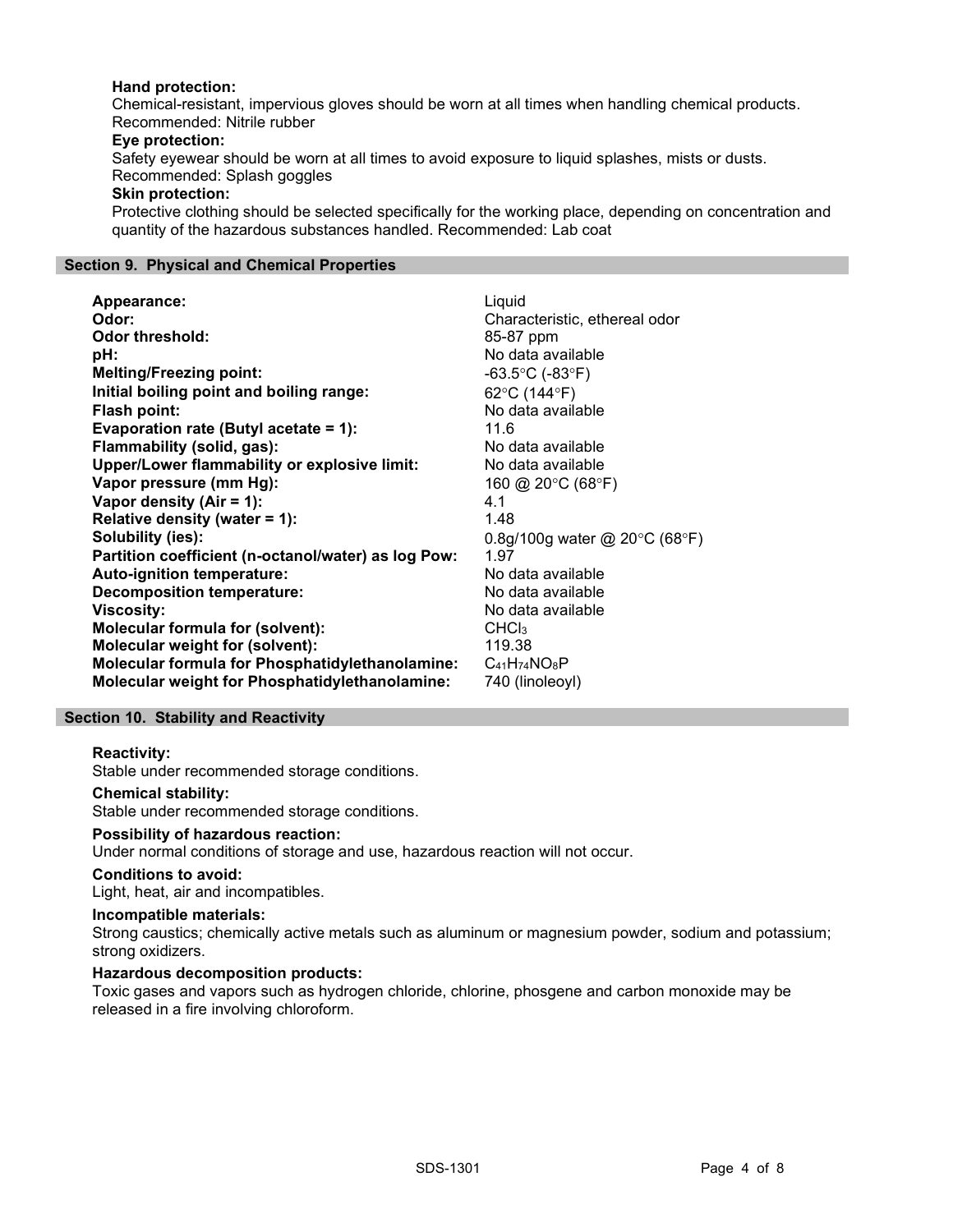**Hand protection:**
Chemical-resistant, impervious gloves should be worn at all times when handling chemical products. Recommended: Nitrile rubber

**Eye protection:**
Safety eyewear should be worn at all times to avoid exposure to liquid splashes, mists or dusts. Recommended: Splash goggles

**Skin protection:**
Protective clothing should be selected specifically for the working place, depending on concentration and quantity of the hazardous substances handled. Recommended: Lab coat

## Section 9. Physical and Chemical Properties

| | |
|---|---|
| **Appearance:** | Liquid |
| **Odor:** | Characteristic, ethereal odor |
| **Odor threshold:** | 85-87 ppm |
| **pH:** | No data available |
| **Melting/Freezing point:** | -63.5°C (-83°F) |
| **Initial boiling point and boiling range:** | 62°C (144°F) |
| **Flash point:** | No data available |
| **Evaporation rate (Butyl acetate = 1):** | 11.6 |
| **Flammability (solid, gas):** | No data available |
| **Upper/Lower flammability or explosive limit:** | No data available |
| **Vapor pressure (mm Hg):** | 160 @ 20°C (68°F) |
| **Vapor density (Air = 1):** | 4.1 |
| **Relative density (water = 1):** | 1.48 |
| **Solubility (ies):** | 0.8g/100g water @ 20°C (68°F) |
| **Partition coefficient (n-octanol/water) as log Pow:** | 1.97 |
| **Auto-ignition temperature:** | No data available |
| **Decomposition temperature:** | No data available |
| **Viscosity:** | No data available |
| **Molecular formula for (solvent):** | $CHCl_3$ |
| **Molecular weight for (solvent):** | 119.38 |
| **Molecular formula for Phosphatidylethanolamine:** | $C_{41}H_{74}NO_8P$ |
| **Molecular weight for Phosphatidylethanolamine:** | 740 (linoleoyl) |

## Section 10. Stability and Reactivity

**Reactivity:**
Stable under recommended storage conditions.

**Chemical stability:**
Stable under recommended storage conditions.

**Possibility of hazardous reaction:**
Under normal conditions of storage and use, hazardous reaction will not occur.

**Conditions to avoid:**
Light, heat, air and incompatibles.

**Incompatible materials:**
Strong caustics; chemically active metals such as aluminum or magnesium powder, sodium and potassium; strong oxidizers.

**Hazardous decomposition products:**
Toxic gases and vapors such as hydrogen chloride, chlorine, phosgene and carbon monoxide may be released in a fire involving chloroform.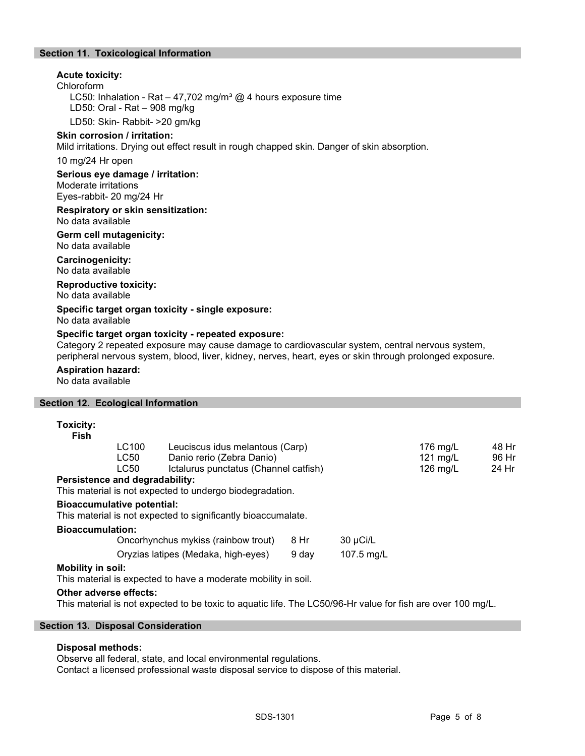## Section 11. Toxicological Information

**Acute toxicity:**

Chloroform

LC50: Inhalation - Rat – 47,702 mg/m³ @ 4 hours exposure time
LD50: Oral - Rat – 908 mg/kg
LD50: Skin- Rabbit- >20 gm/kg

**Skin corrosion / irritation:**

Mild irritations. Drying out effect result in rough chapped skin. Danger of skin absorption.

10 mg/24 Hr open

**Serious eye damage / irritation:**

Moderate irritations
Eyes-rabbit- 20 mg/24 Hr

**Respiratory or skin sensitization:**

No data available

**Germ cell mutagenicity:**

No data available

**Carcinogenicity:**

No data available

**Reproductive toxicity:**

No data available

**Specific target organ toxicity - single exposure:**

No data available

**Specific target organ toxicity - repeated exposure:**

Category 2 repeated exposure may cause damage to cardiovascular system, central nervous system, peripheral nervous system, blood, liver, kidney, nerves, heart, eyes or skin through prolonged exposure.

**Aspiration hazard:**

No data available

## Section 12. Ecological Information

**Toxicity:**

**Fish**

| | | | |
|---|---|---|---|
| LC100 | Leuciscus idus melantous (Carp) | 176 mg/L | 48 Hr |
| LC50 | Danio rerio (Zebra Danio) | 121 mg/L | 96 Hr |
| LC50 | Ictalurus punctatus (Channel catfish) | 126 mg/L | 24 Hr |

**Persistence and degradability:**

This material is not expected to undergo biodegradation.

**Bioaccumulative potential:**

This material is not expected to significantly bioaccumalate.

**Bioaccumulation:**

| | | |
|---|---|---|
| Oncorhynchus mykiss (rainbow trout) | 8 Hr | 30 µCi/L |
| Oryzias latipes (Medaka, high-eyes) | 9 day | 107.5 mg/L |

**Mobility in soil:**

This material is expected to have a moderate mobility in soil.

**Other adverse effects:**

This material is not expected to be toxic to aquatic life. The LC50/96-Hr value for fish are over 100 mg/L.

## Section 13. Disposal Consideration

**Disposal methods:**

Observe all federal, state, and local environmental regulations.
Contact a licensed professional waste disposal service to dispose of this material.

SDS-1301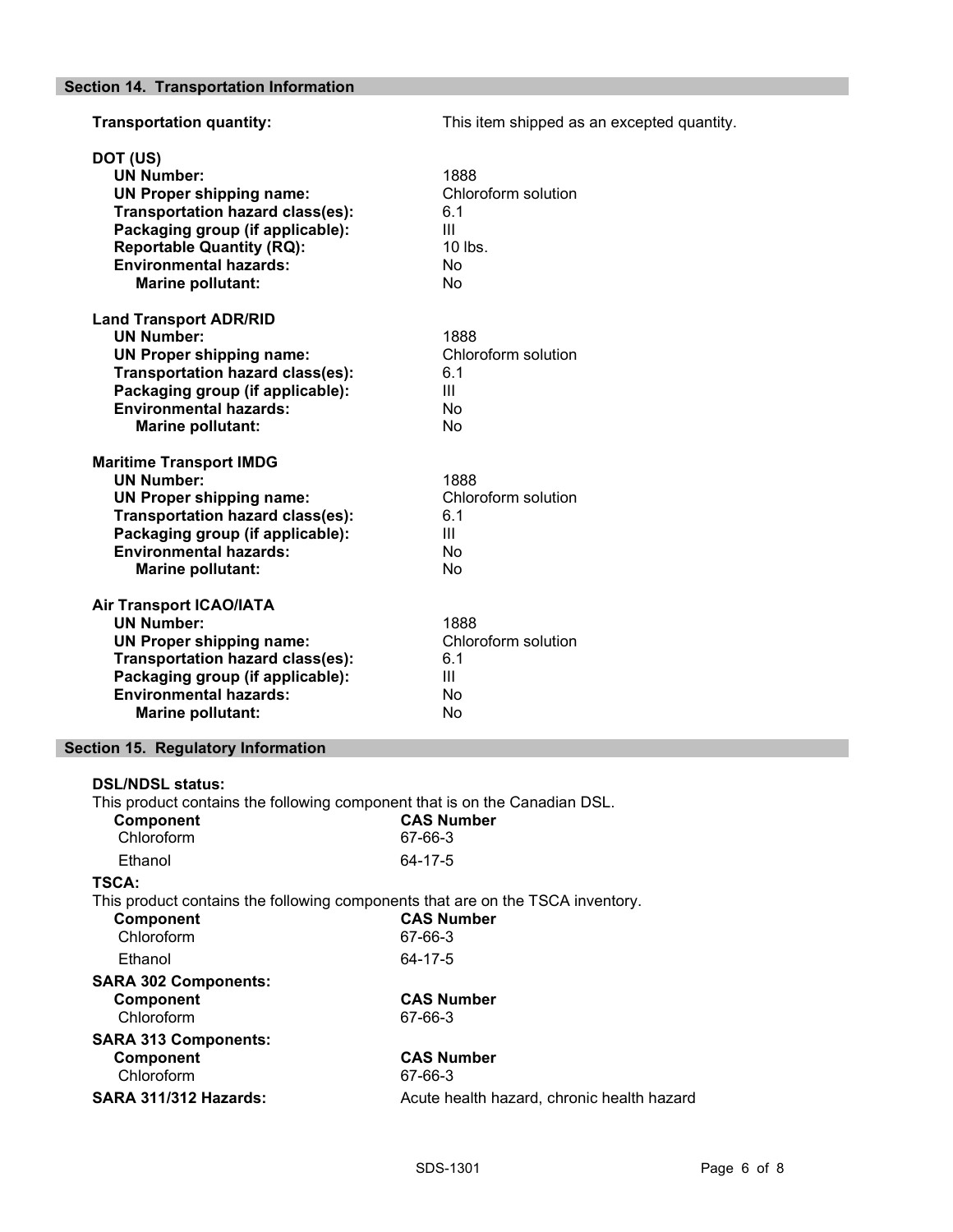## Section 14. Transportation Information

**Transportation quantity:** This item shipped as an excepted quantity.

**DOT (US)**

| | |
|---|---|
| **UN Number:** | 1888 |
| **UN Proper shipping name:** | Chloroform solution |
| **Transportation hazard class(es):** | 6.1 |
| **Packaging group (if applicable):** | III |
| **Reportable Quantity (RQ):** | 10 lbs. |
| **Environmental hazards:** | No |
| **Marine pollutant:** | No |

**Land Transport ADR/RID**

| | |
|---|---|
| **UN Number:** | 1888 |
| **UN Proper shipping name:** | Chloroform solution |
| **Transportation hazard class(es):** | 6.1 |
| **Packaging group (if applicable):** | III |
| **Environmental hazards:** | No |
| **Marine pollutant:** | No |

**Maritime Transport IMDG**

| | |
|---|---|
| **UN Number:** | 1888 |
| **UN Proper shipping name:** | Chloroform solution |
| **Transportation hazard class(es):** | 6.1 |
| **Packaging group (if applicable):** | III |
| **Environmental hazards:** | No |
| **Marine pollutant:** | No |

**Air Transport ICAO/IATA**

| | |
|---|---|
| **UN Number:** | 1888 |
| **UN Proper shipping name:** | Chloroform solution |
| **Transportation hazard class(es):** | 6.1 |
| **Packaging group (if applicable):** | III |
| **Environmental hazards:** | No |
| **Marine pollutant:** | No |

## Section 15. Regulatory Information

**DSL/NDSL status:**

This product contains the following component that is on the Canadian DSL.

| Component | CAS Number |
|---|---|
| Chloroform | 67-66-3 |
| Ethanol | 64-17-5 |

**TSCA:**

This product contains the following components that are on the TSCA inventory.

| Component | CAS Number |
|---|---|
| Chloroform | 67-66-3 |
| Ethanol | 64-17-5 |

**SARA 302 Components:**

| Component | CAS Number |
|---|---|
| Chloroform | 67-66-3 |

**SARA 313 Components:**

| Component | CAS Number |
|---|---|
| Chloroform | 67-66-3 |

**SARA 311/312 Hazards:** Acute health hazard, chronic health hazard

SDS-1301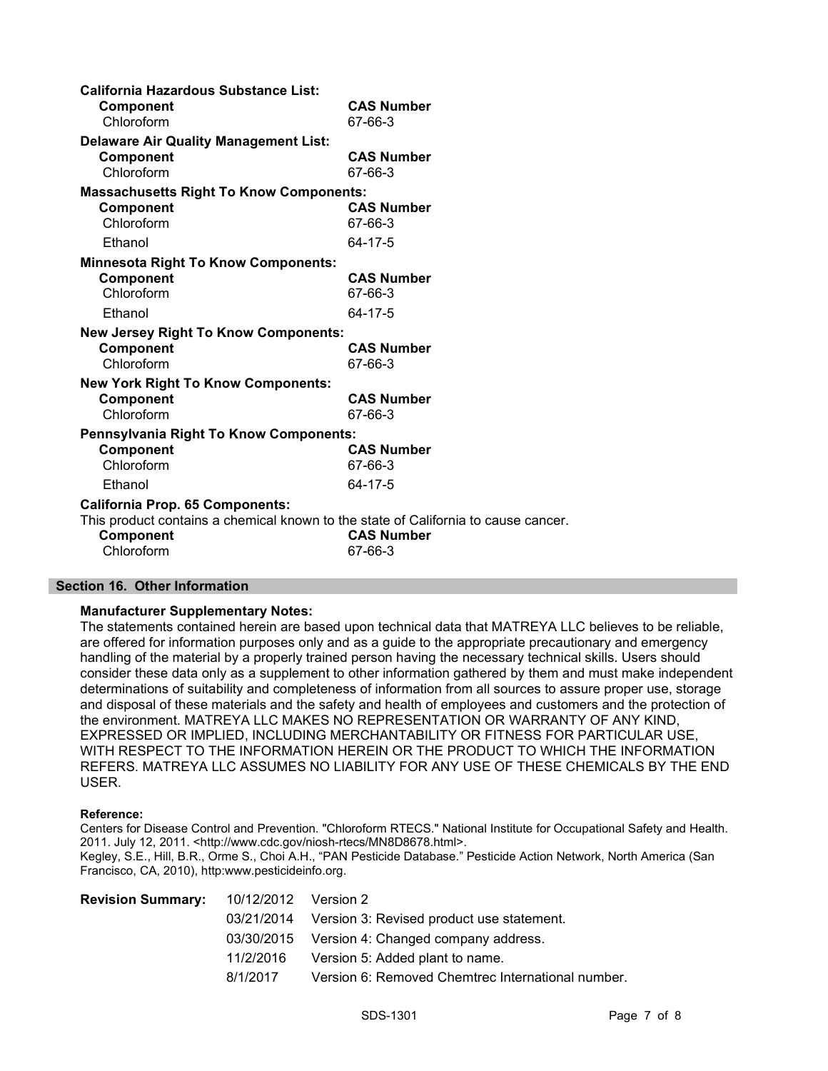**California Hazardous Substance List:**

| Component | CAS Number |
| --- | --- |
| Chloroform | 67-66-3 |

**Delaware Air Quality Management List:**

| Component | CAS Number |
| --- | --- |
| Chloroform | 67-66-3 |

**Massachusetts Right To Know Components:**

| Component | CAS Number |
| --- | --- |
| Chloroform | 67-66-3 |
| Ethanol | 64-17-5 |

**Minnesota Right To Know Components:**

| Component | CAS Number |
| --- | --- |
| Chloroform | 67-66-3 |
| Ethanol | 64-17-5 |

**New Jersey Right To Know Components:**

| Component | CAS Number |
| --- | --- |
| Chloroform | 67-66-3 |

**New York Right To Know Components:**

| Component | CAS Number |
| --- | --- |
| Chloroform | 67-66-3 |

**Pennsylvania Right To Know Components:**

| Component | CAS Number |
| --- | --- |
| Chloroform | 67-66-3 |
| Ethanol | 64-17-5 |

**California Prop. 65 Components:**

This product contains a chemical known to the state of California to cause cancer.

| Component | CAS Number |
| --- | --- |
| Chloroform | 67-66-3 |

## Section 16. Other Information

**Manufacturer Supplementary Notes:**

The statements contained herein are based upon technical data that MATREYA LLC believes to be reliable, are offered for information purposes only and as a guide to the appropriate precautionary and emergency handling of the material by a properly trained person having the necessary technical skills. Users should consider these data only as a supplement to other information gathered by them and must make independent determinations of suitability and completeness of information from all sources to assure proper use, storage and disposal of these materials and the safety and health of employees and customers and the protection of the environment. MATREYA LLC MAKES NO REPRESENTATION OR WARRANTY OF ANY KIND, EXPRESSED OR IMPLIED, INCLUDING MERCHANTABILITY OR FITNESS FOR PARTICULAR USE, WITH RESPECT TO THE INFORMATION HEREIN OR THE PRODUCT TO WHICH THE INFORMATION REFERS. MATREYA LLC ASSUMES NO LIABILITY FOR ANY USE OF THESE CHEMICALS BY THE END USER.

**Reference:**

Centers for Disease Control and Prevention. "Chloroform RTECS." National Institute for Occupational Safety and Health. 2011. July 12, 2011. <http://www.cdc.gov/niosh-rtecs/MN8D8678.html>.
Kegley, S.E., Hill, B.R., Orme S., Choi A.H., "PAN Pesticide Database." Pesticide Action Network, North America (San Francisco, CA, 2010), http:www.pesticideinfo.org.

| **Revision Summary:** | 10/12/2012 | Version 2 |
| --- | --- | --- |
| | 03/21/2014 | Version 3: Revised product use statement. |
| | 03/30/2015 | Version 4: Changed company address. |
| | 11/2/2016 | Version 5: Added plant to name. |
| | 8/1/2017 | Version 6: Removed Chemtrec International number. |

SDS-1301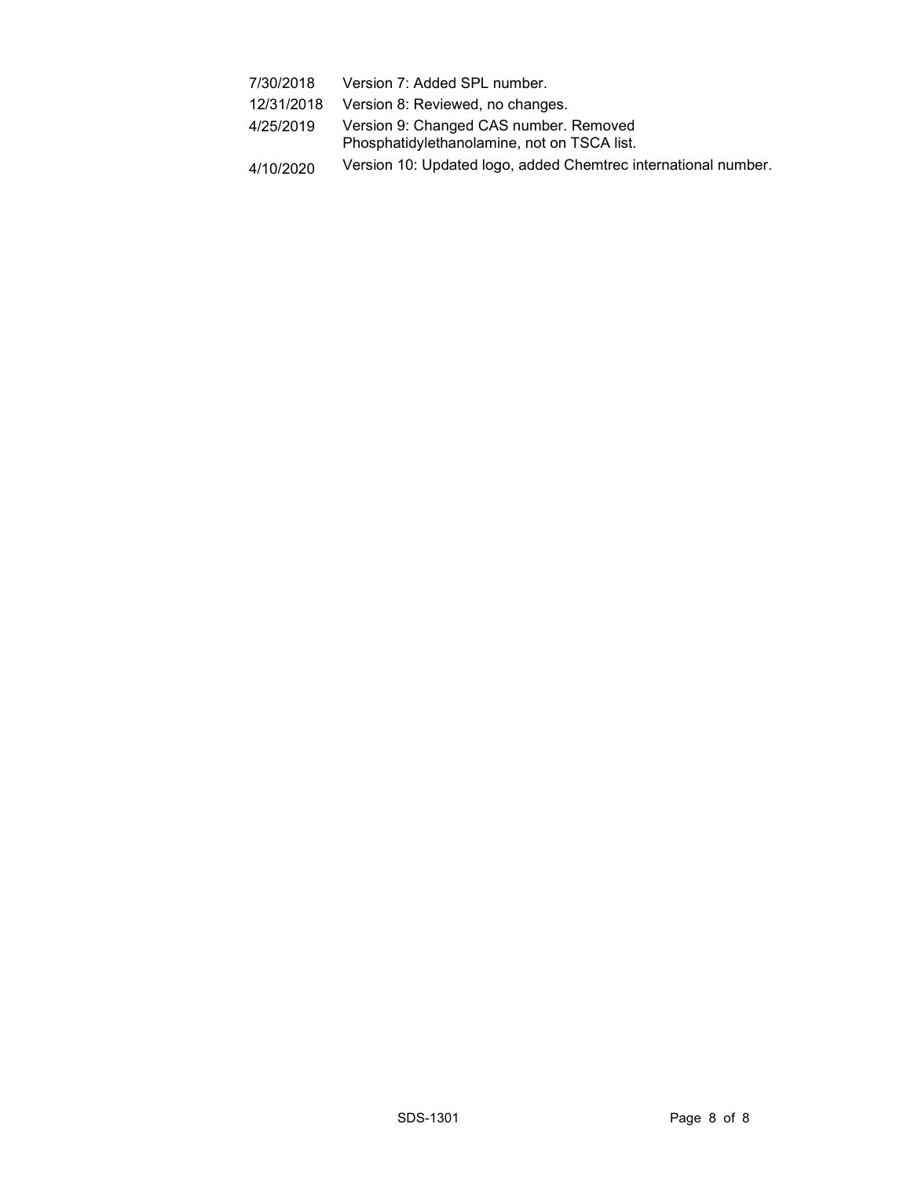| | |
|---|---|
| 7/30/2018 | Version 7: Added SPL number. |
| 12/31/2018 | Version 8: Reviewed, no changes. |
| 4/25/2019 | Version 9: Changed CAS number. Removed Phosphatidylethanolamine, not on TSCA list. |
| 4/10/2020 | Version 10: Updated logo, added Chemtrec international number. |